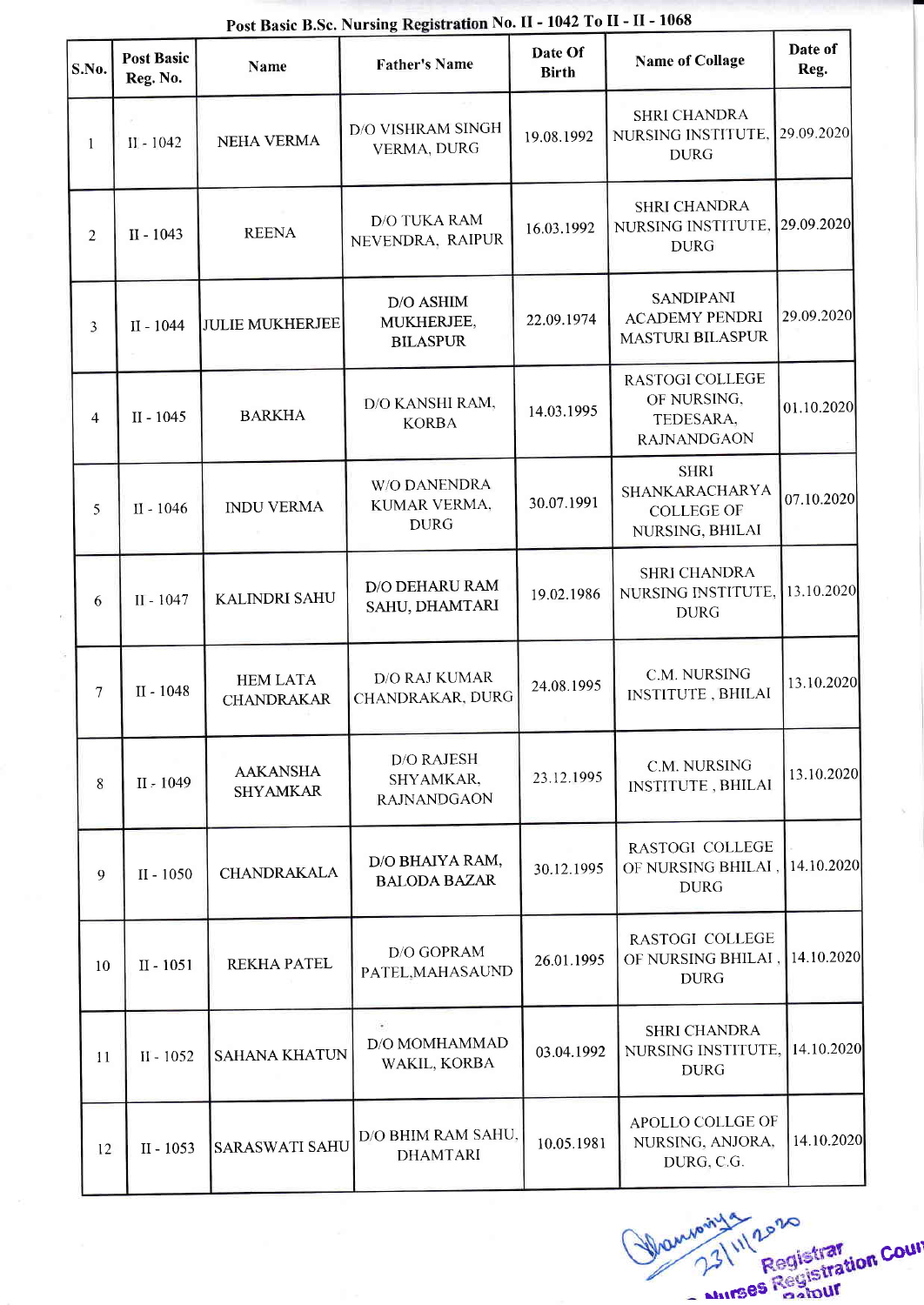# Post Basic B.Sc. Nursing Registration No. II - 1042 To II - II - 1068

| S.No. | Post Basic Reg. No. | Name | Father's Name | Date Of Birth | Name of Collage | Date of Reg. |
|---|---|---|---|---|---|---|
| 1 | II - 1042 | NEHA VERMA | D/O VISHRAM SINGH VERMA, DURG | 19.08.1992 | SHRI CHANDRA NURSING INSTITUTE, DURG | 29.09.2020 |
| 2 | II - 1043 | REENA | D/O TUKA RAM NEVENDRA, RAIPUR | 16.03.1992 | SHRI CHANDRA NURSING INSTITUTE, DURG | 29.09.2020 |
| 3 | II - 1044 | JULIE MUKHERJEE | D/O ASHIM MUKHERJEE, BILASPUR | 22.09.1974 | SANDIPANI ACADEMY PENDRI MASTURI BILASPUR | 29.09.2020 |
| 4 | II - 1045 | BARKHA | D/O KANSHI RAM, KORBA | 14.03.1995 | RASTOGI COLLEGE OF NURSING, TEDESARA, RAJNANDGAON | 01.10.2020 |
| 5 | II - 1046 | INDU VERMA | W/O DANENDRA KUMAR VERMA, DURG | 30.07.1991 | SHRI SHANKARACHARYA COLLEGE OF NURSING, BHILAI | 07.10.2020 |
| 6 | II - 1047 | KALINDRI SAHU | D/O DEHARU RAM SAHU, DHAMTARI | 19.02.1986 | SHRI CHANDRA NURSING INSTITUTE, DURG | 13.10.2020 |
| 7 | II - 1048 | HEM LATA CHANDRAKAR | D/O RAJ KUMAR CHANDRAKAR, DURG | 24.08.1995 | C.M. NURSING INSTITUTE , BHILAI | 13.10.2020 |
| 8 | II - 1049 | AAKANSHA SHYAMKAR | D/O RAJESH SHYAMKAR, RAJNANDGAON | 23.12.1995 | C.M. NURSING INSTITUTE , BHILAI | 13.10.2020 |
| 9 | II - 1050 | CHANDRAKALA | D/O BHAIYA RAM, BALODA BAZAR | 30.12.1995 | RASTOGI COLLEGE OF NURSING BHILAI , DURG | 14.10.2020 |
| 10 | II - 1051 | REKHA PATEL | D/O GOPRAM PATEL,MAHASAUND | 26.01.1995 | RASTOGI COLLEGE OF NURSING BHILAI , DURG | 14.10.2020 |
| 11 | II - 1052 | SAHANA KHATUN | D/O MOMHAMMAD WAKIL, KORBA | 03.04.1992 | SHRI CHANDRA NURSING INSTITUTE, DURG | 14.10.2020 |
| 12 | II - 1053 | SARASWATI SAHU | D/O BHIM RAM SAHU, DHAMTARI | 10.05.1981 | APOLLO COLLGE OF NURSING, ANJORA, DURG, C.G. | 14.10.2020 |

23/11/2020
Registrar
Nurses Registration Council
Raipur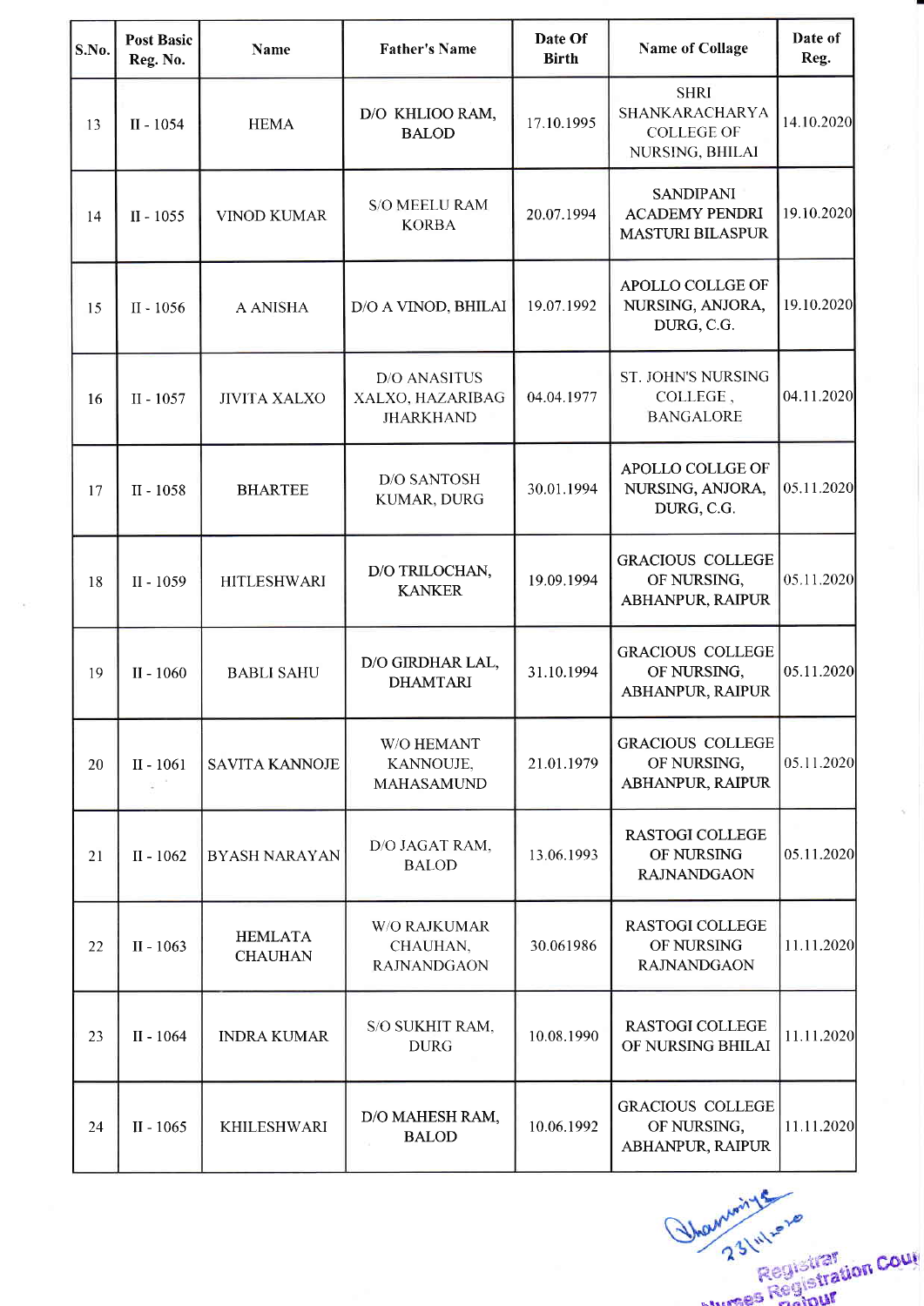| S.No. | Post Basic Reg. No. | Name | Father's Name | Date Of Birth | Name of Collage | Date of Reg. |
|---|---|---|---|---|---|---|
| 13 | II - 1054 | HEMA | D/O KHLIOO RAM, BALOD | 17.10.1995 | SHRI SHANKARACHARYA COLLEGE OF NURSING, BHILAI | 14.10.2020 |
| 14 | II - 1055 | VINOD KUMAR | S/O MEELU RAM KORBA | 20.07.1994 | SANDIPANI ACADEMY PENDRI MASTURI BILASPUR | 19.10.2020 |
| 15 | II - 1056 | A ANISHA | D/O A VINOD, BHILAI | 19.07.1992 | APOLLO COLLGE OF NURSING, ANJORA, DURG, C.G. | 19.10.2020 |
| 16 | II - 1057 | JIVITA XALXO | D/O ANASITUS XALXO, HAZARIBAG JHARKHAND | 04.04.1977 | ST. JOHN'S NURSING COLLEGE , BANGALORE | 04.11.2020 |
| 17 | II - 1058 | BHARTEE | D/O SANTOSH KUMAR, DURG | 30.01.1994 | APOLLO COLLGE OF NURSING, ANJORA, DURG, C.G. | 05.11.2020 |
| 18 | II - 1059 | HITLESHWARI | D/O TRILOCHAN, KANKER | 19.09.1994 | GRACIOUS COLLEGE OF NURSING, ABHANPUR, RAIPUR | 05.11.2020 |
| 19 | II - 1060 | BABLI SAHU | D/O GIRDHAR LAL, DHAMTARI | 31.10.1994 | GRACIOUS COLLEGE OF NURSING, ABHANPUR, RAIPUR | 05.11.2020 |
| 20 | II - 1061 | SAVITA KANNOJE | W/O HEMANT KANNOUJE, MAHASAMUND | 21.01.1979 | GRACIOUS COLLEGE OF NURSING, ABHANPUR, RAIPUR | 05.11.2020 |
| 21 | II - 1062 | BYASH NARAYAN | D/O JAGAT RAM, BALOD | 13.06.1993 | RASTOGI COLLEGE OF NURSING RAJNANDGAON | 05.11.2020 |
| 22 | II - 1063 | HEMLATA CHAUHAN | W/O RAJKUMAR CHAUHAN, RAJNANDGAON | 30.061986 | RASTOGI COLLEGE OF NURSING RAJNANDGAON | 11.11.2020 |
| 23 | II - 1064 | INDRA KUMAR | S/O SUKHIT RAM, DURG | 10.08.1990 | RASTOGI COLLEGE OF NURSING BHILAI | 11.11.2020 |
| 24 | II - 1065 | KHILESHWARI | D/O MAHESH RAM, BALOD | 10.06.1992 | GRACIOUS COLLEGE OF NURSING, ABHANPUR, RAIPUR | 11.11.2020 |

23/11/2020

Registrar
Nurses Registration Council
Raipur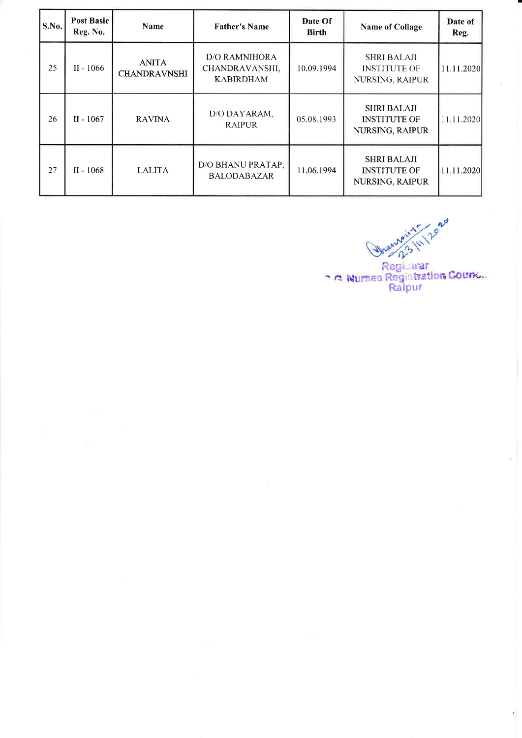| S.No. | Post Basic Reg. No. | Name | Father's Name | Date Of Birth | Name of Collage | Date of Reg. |
|---|---|---|---|---|---|---|
| 25 | II - 1066 | ANITA CHANDRAVNSHI | D/O RAMNIHORA CHANDRAVANSHI, KABIRDHAM | 10.09.1994 | SHRI BALAJI INSTITUTE OF NURSING, RAIPUR | 11.11.2020 |
| 26 | II - 1067 | RAVINA | D/O DAYARAM, RAIPUR | 05.08.1993 | SHRI BALAJI INSTITUTE OF NURSING, RAIPUR | 11.11.2020 |
| 27 | II - 1068 | LALITA | D/O BHANU PRATAP, BALODABAZAR | 11.06.1994 | SHRI BALAJI INSTITUTE OF NURSING, RAIPUR | 11.11.2020 |

23/11/2020

Registrar
C.G. Nurses Registration Council
Raipur